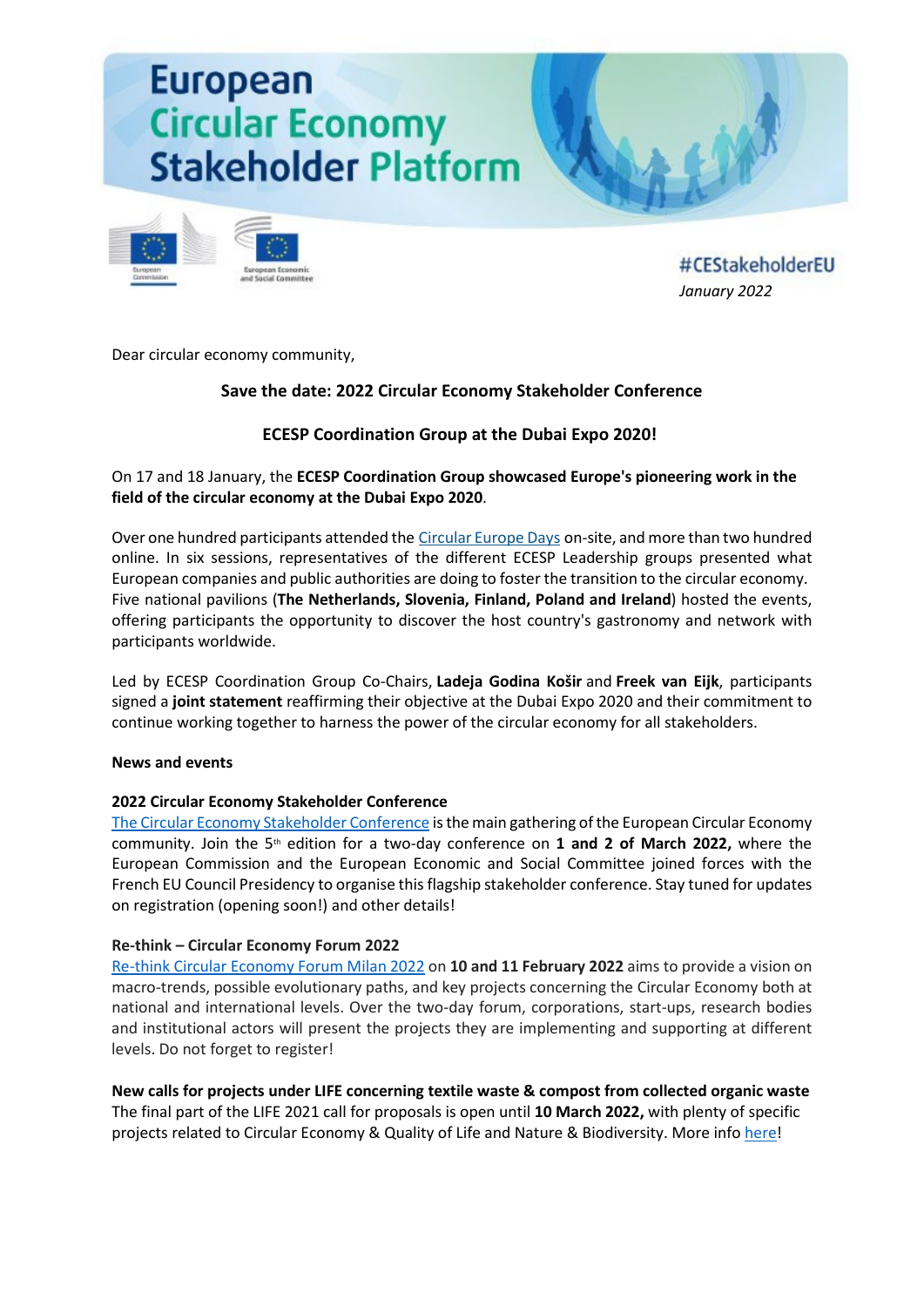# European Circular Economy Stakeholder Platform

#CEStakeholderEU

*January 2022*

Dear circular economy community,

**Save the date: 2022 Circular Economy Stakeholder Conference**

**ECESP Coordination Group at the Dubai Expo 2020!**

On 17 and 18 January, the **ECESP Coordination Group showcased Europe's pioneering work in the field of the circular economy at the Dubai Expo 2020**.

Over one hundred participants attended the Circular Europe Days on-site, and more than two hundred online. In six sessions, representatives of the different ECESP Leadership groups presented what European companies and public authorities are doing to foster the transition to the circular economy. Five national pavilions (**The Netherlands, Slovenia, Finland, Poland and Ireland**) hosted the events, offering participants the opportunity to discover the host country's gastronomy and network with participants worldwide.

Led by ECESP Coordination Group Co-Chairs, **Ladeja Godina Košir** and **Freek van Eijk**, participants signed a **joint statement** reaffirming their objective at the Dubai Expo 2020 and their commitment to continue working together to harness the power of the circular economy for all stakeholders.

**News and events**

**2022 Circular Economy Stakeholder Conference**

The Circular Economy Stakeholder Conference is the main gathering of the European Circular Economy community. Join the 5th edition for a two-day conference on **1 and 2 of March 2022,** where the European Commission and the European Economic and Social Committee joined forces with the French EU Council Presidency to organise this flagship stakeholder conference. Stay tuned for updates on registration (opening soon!) and other details!

**Re-think – Circular Economy Forum 2022**

Re-think Circular Economy Forum Milan 2022 on **10 and 11 February 2022** aims to provide a vision on macro-trends, possible evolutionary paths, and key projects concerning the Circular Economy both at national and international levels. Over the two-day forum, corporations, start-ups, research bodies and institutional actors will present the projects they are implementing and supporting at different levels. Do not forget to register!

**New calls for projects under LIFE concerning textile waste & compost from collected organic waste**

The final part of the LIFE 2021 call for proposals is open until **10 March 2022,** with plenty of specific projects related to Circular Economy & Quality of Life and Nature & Biodiversity. More info here!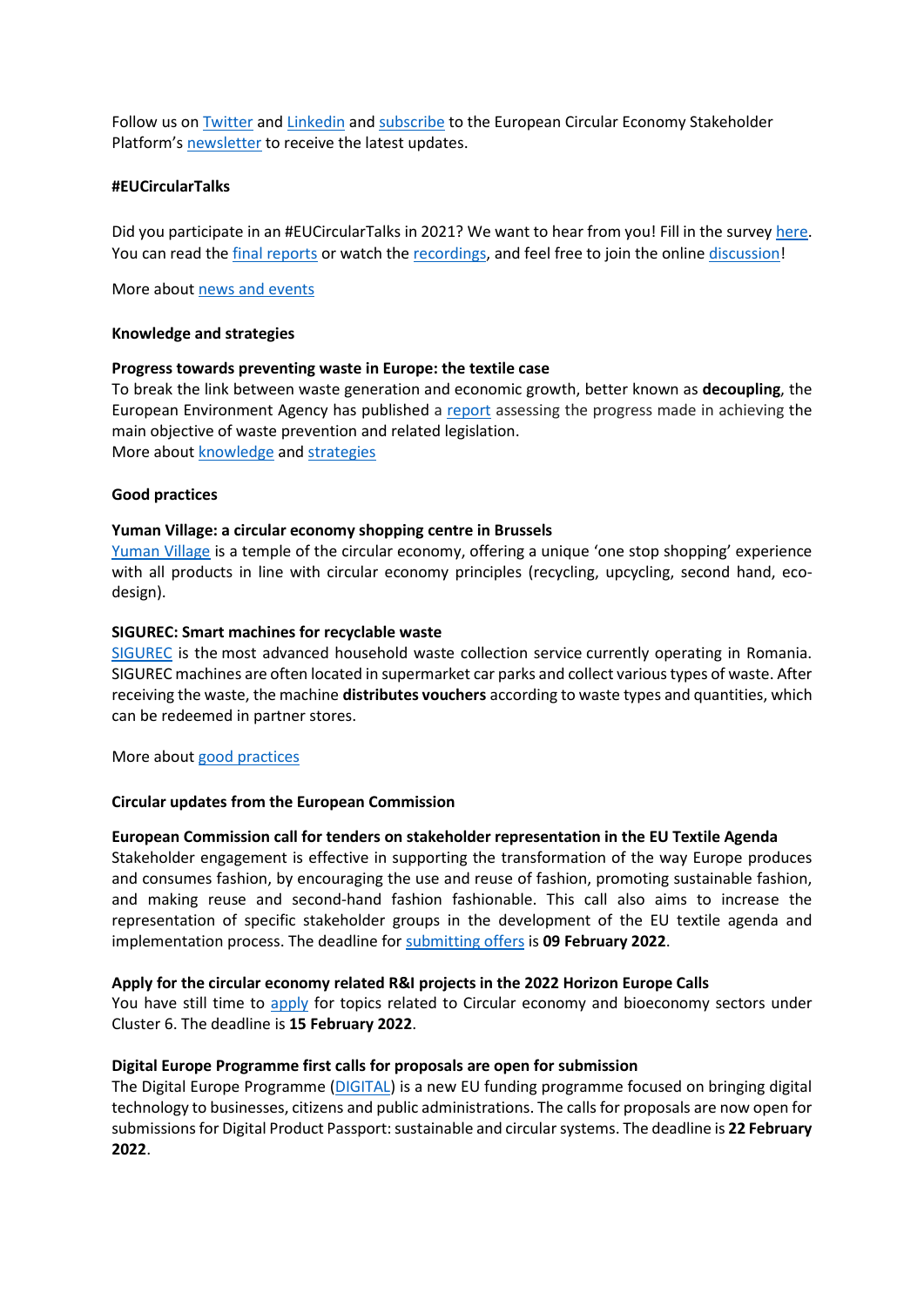Follow us on Twitter and Linkedin and subscribe to the European Circular Economy Stakeholder Platform's newsletter to receive the latest updates.

## #EUCircularTalks

Did you participate in an #EUCircularTalks in 2021? We want to hear from you! Fill in the survey here. You can read the final reports or watch the recordings, and feel free to join the online discussion!

More about news and events

## Knowledge and strategies

### Progress towards preventing waste in Europe: the textile case

To break the link between waste generation and economic growth, better known as **decoupling**, the European Environment Agency has published a report assessing the progress made in achieving the main objective of waste prevention and related legislation.
More about knowledge and strategies

## Good practices

### Yuman Village: a circular economy shopping centre in Brussels

Yuman Village is a temple of the circular economy, offering a unique 'one stop shopping' experience with all products in line with circular economy principles (recycling, upcycling, second hand, eco-design).

### SIGUREC: Smart machines for recyclable waste

SIGUREC is the most advanced household waste collection service currently operating in Romania. SIGUREC machines are often located in supermarket car parks and collect various types of waste. After receiving the waste, the machine **distributes vouchers** according to waste types and quantities, which can be redeemed in partner stores.

More about good practices

## Circular updates from the European Commission

### European Commission call for tenders on stakeholder representation in the EU Textile Agenda

Stakeholder engagement is effective in supporting the transformation of the way Europe produces and consumes fashion, by encouraging the use and reuse of fashion, promoting sustainable fashion, and making reuse and second-hand fashion fashionable. This call also aims to increase the representation of specific stakeholder groups in the development of the EU textile agenda and implementation process. The deadline for submitting offers is **09 February 2022**.

### Apply for the circular economy related R&I projects in the 2022 Horizon Europe Calls

You have still time to apply for topics related to Circular economy and bioeconomy sectors under Cluster 6. The deadline is **15 February 2022**.

### Digital Europe Programme first calls for proposals are open for submission

The Digital Europe Programme (DIGITAL) is a new EU funding programme focused on bringing digital technology to businesses, citizens and public administrations. The calls for proposals are now open for submissions for Digital Product Passport: sustainable and circular systems. The deadline is **22 February 2022**.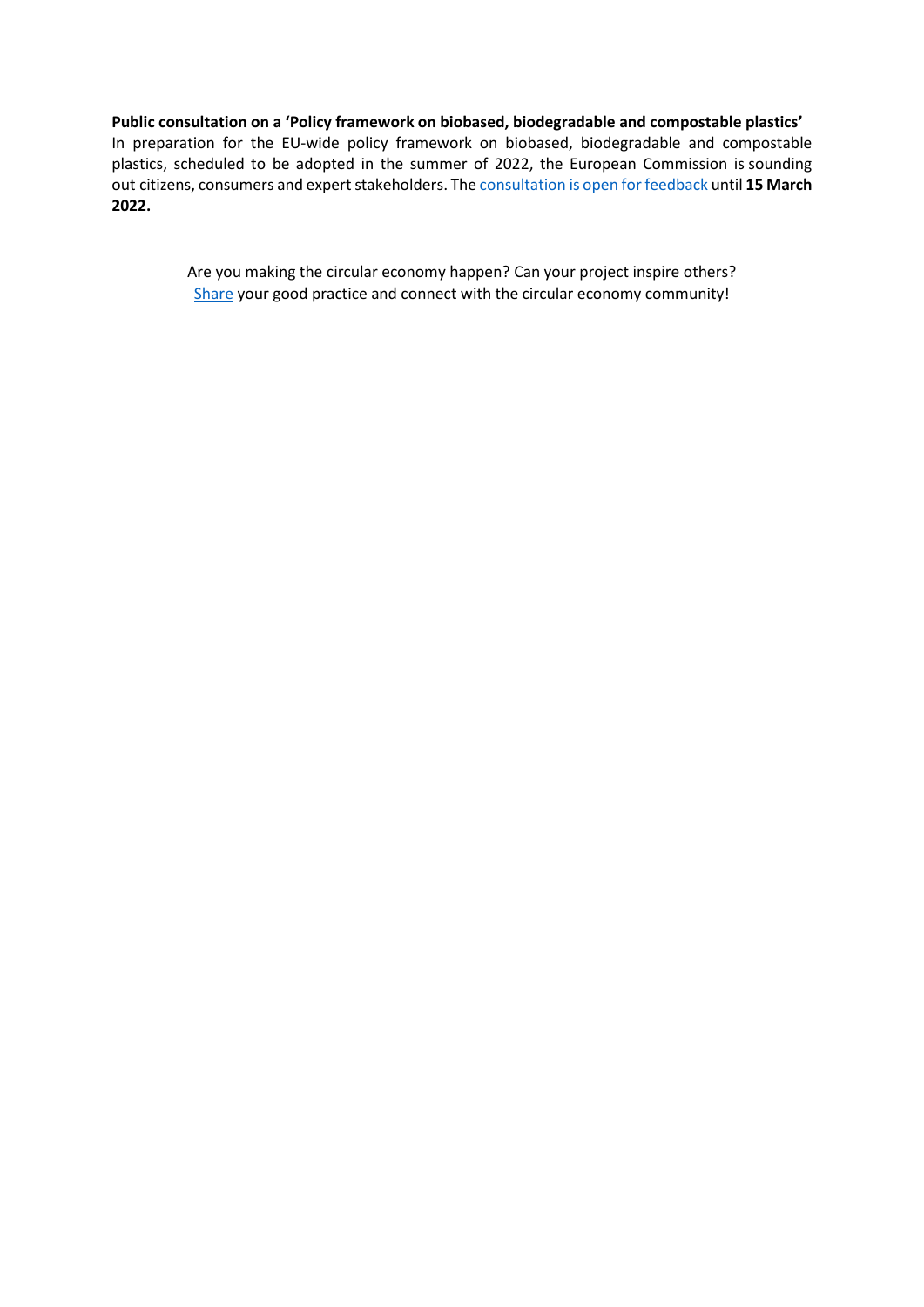**Public consultation on a 'Policy framework on biobased, biodegradable and compostable plastics'**
In preparation for the EU-wide policy framework on biobased, biodegradable and compostable plastics, scheduled to be adopted in the summer of 2022, the European Commission is sounding out citizens, consumers and expert stakeholders. The consultation is open for feedback until **15 March 2022.**

Are you making the circular economy happen? Can your project inspire others?
Share your good practice and connect with the circular economy community!